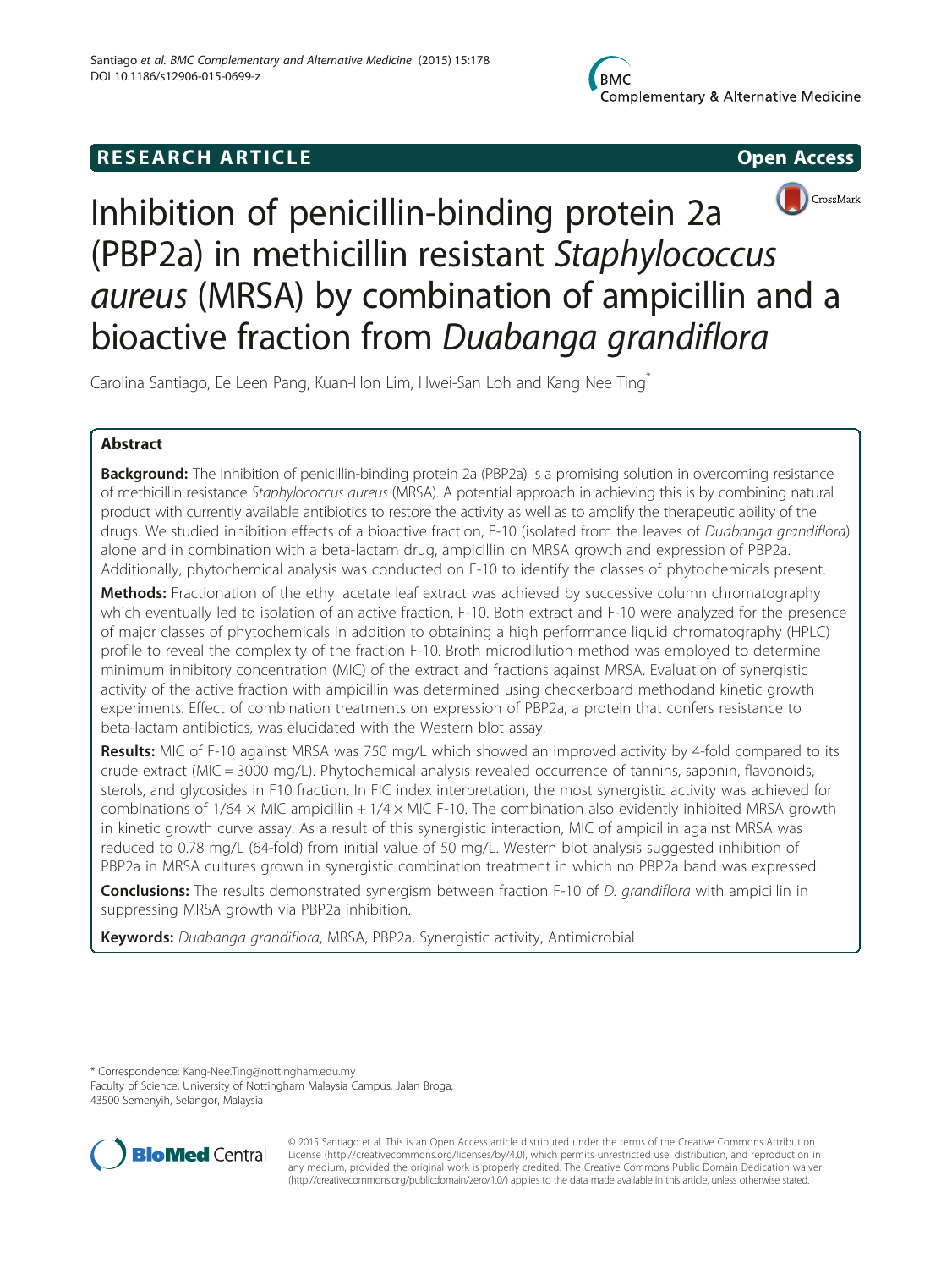RESEARCH ARTICLE Open Access

# Inhibition of penicillin-binding protein 2a (PBP2a) in methicillin resistant *Staphylococcus aureus* (MRSA) by combination of ampicillin and a bioactive fraction from *Duabanga grandiflora*

Carolina Santiago, Ee Leen Pang, Kuan-Hon Lim, Hwei-San Loh and Kang Nee Ting*

## Abstract

**Background:** The inhibition of penicillin-binding protein 2a (PBP2a) is a promising solution in overcoming resistance of methicillin resistance *Staphylococcus aureus* (MRSA). A potential approach in achieving this is by combining natural product with currently available antibiotics to restore the activity as well as to amplify the therapeutic ability of the drugs. We studied inhibition effects of a bioactive fraction, F-10 (isolated from the leaves of *Duabanga grandiflora*) alone and in combination with a beta-lactam drug, ampicillin on MRSA growth and expression of PBP2a. Additionally, phytochemical analysis was conducted on F-10 to identify the classes of phytochemicals present.

**Methods:** Fractionation of the ethyl acetate leaf extract was achieved by successive column chromatography which eventually led to isolation of an active fraction, F-10. Both extract and F-10 were analyzed for the presence of major classes of phytochemicals in addition to obtaining a high performance liquid chromatography (HPLC) profile to reveal the complexity of the fraction F-10. Broth microdilution method was employed to determine minimum inhibitory concentration (MIC) of the extract and fractions against MRSA. Evaluation of synergistic activity of the active fraction with ampicillin was determined using checkerboard methodand kinetic growth experiments. Effect of combination treatments on expression of PBP2a, a protein that confers resistance to beta-lactam antibiotics, was elucidated with the Western blot assay.

**Results:** MIC of F-10 against MRSA was 750 mg/L which showed an improved activity by 4-fold compared to its crude extract (MIC = 3000 mg/L). Phytochemical analysis revealed occurrence of tannins, saponin, flavonoids, sterols, and glycosides in F10 fraction. In FIC index interpretation, the most synergistic activity was achieved for combinations of $1/64 \times$ MIC ampicillin + $1/4 \times$ MIC F-10. The combination also evidently inhibited MRSA growth in kinetic growth curve assay. As a result of this synergistic interaction, MIC of ampicillin against MRSA was reduced to 0.78 mg/L (64-fold) from initial value of 50 mg/L. Western blot analysis suggested inhibition of PBP2a in MRSA cultures grown in synergistic combination treatment in which no PBP2a band was expressed.

**Conclusions:** The results demonstrated synergism between fraction F-10 of *D. grandiflora* with ampicillin in suppressing MRSA growth via PBP2a inhibition.

**Keywords:** *Duabanga grandiflora*, MRSA, PBP2a, Synergistic activity, Antimicrobial

---

* Correspondence: Kang-Nee.Ting@nottingham.edu.my
Faculty of Science, University of Nottingham Malaysia Campus, Jalan Broga, 43500 Semenyih, Selangor, Malaysia

© 2015 Santiago et al. This is an Open Access article distributed under the terms of the Creative Commons Attribution License (http://creativecommons.org/licenses/by/4.0), which permits unrestricted use, distribution, and reproduction in any medium, provided the original work is properly credited. The Creative Commons Public Domain Dedication waiver (http://creativecommons.org/publicdomain/zero/1.0/) applies to the data made available in this article, unless otherwise stated.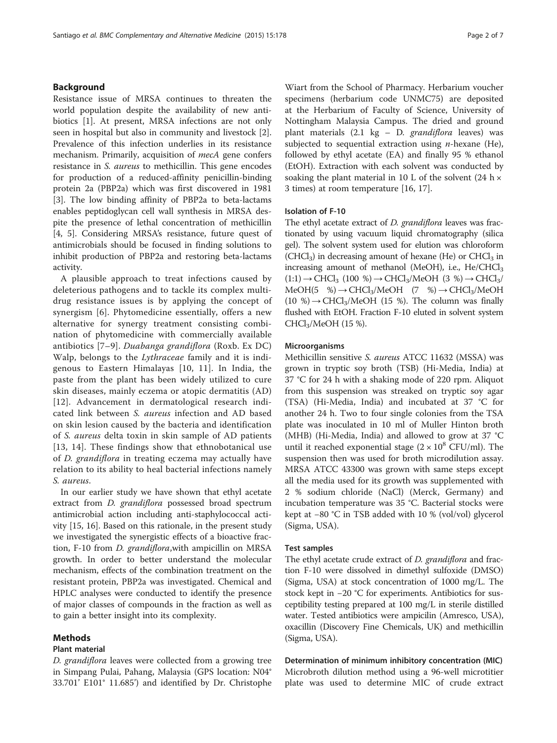## Background

Resistance issue of MRSA continues to threaten the world population despite the availability of new antibiotics [1]. At present, MRSA infections are not only seen in hospital but also in community and livestock [2]. Prevalence of this infection underlies in its resistance mechanism. Primarily, acquisition of *mecA* gene confers resistance in *S. aureus* to methicillin. This gene encodes for production of a reduced-affinity penicillin-binding protein 2a (PBP2a) which was first discovered in 1981 [3]. The low binding affinity of PBP2a to beta-lactams enables peptidoglycan cell wall synthesis in MRSA despite the presence of lethal concentration of methicillin [4, 5]. Considering MRSA's resistance, future quest of antimicrobials should be focused in finding solutions to inhibit production of PBP2a and restoring beta-lactams activity.

A plausible approach to treat infections caused by deleterious pathogens and to tackle its complex multidrug resistance issues is by applying the concept of synergism [6]. Phytomedicine essentially, offers a new alternative for synergy treatment consisting combination of phytomedicine with commercially available antibiotics [7–9]. *Duabanga grandiflora* (Roxb. Ex DC) Walp, belongs to the *Lythraceae* family and it is indigenous to Eastern Himalayas [10, 11]. In India, the paste from the plant has been widely utilized to cure skin diseases, mainly eczema or atopic dermatitis (AD) [12]. Advancement in dermatological research indicated link between *S. aureus* infection and AD based on skin lesion caused by the bacteria and identification of *S. aureus* delta toxin in skin sample of AD patients [13, 14]. These findings show that ethnobotanical use of *D. grandiflora* in treating eczema may actually have relation to its ability to heal bacterial infections namely *S. aureus*.

In our earlier study we have shown that ethyl acetate extract from *D. grandiflora* possessed broad spectrum antimicrobial action including anti-staphylococcal activity [15, 16]. Based on this rationale, in the present study we investigated the synergistic effects of a bioactive fraction, F-10 from *D. grandiflora*,with ampicillin on MRSA growth. In order to better understand the molecular mechanism, effects of the combination treatment on the resistant protein, PBP2a was investigated. Chemical and HPLC analyses were conducted to identify the presence of major classes of compounds in the fraction as well as to gain a better insight into its complexity.

## Methods

### Plant material

*D. grandiflora* leaves were collected from a growing tree in Simpang Pulai, Pahang, Malaysia (GPS location: N04° 33.701' E101° 11.685') and identified by Dr. Christophe Wiart from the School of Pharmacy. Herbarium voucher specimens (herbarium code UNMC75) are deposited at the Herbarium of Faculty of Science, University of Nottingham Malaysia Campus. The dried and ground plant materials (2.1 kg – D. *grandiflora* leaves) was subjected to sequential extraction using *n*-hexane (He), followed by ethyl acetate (EA) and finally 95 % ethanol (EtOH). Extraction with each solvent was conducted by soaking the plant material in 10 L of the solvent (24 h × 3 times) at room temperature [16, 17].

### Isolation of F-10

The ethyl acetate extract of *D. grandiflora* leaves was fractionated by using vacuum liquid chromatography (silica gel). The solvent system used for elution was chloroform ($CHCl_3$) in decreasing amount of hexane (He) or $CHCl_3$ in increasing amount of methanol (MeOH), i.e., He/$CHCl_3$ (1:1) → $CHCl_3$ (100 %) → $CHCl_3$/MeOH (3 %) → $CHCl_3$/MeOH(5 %) → $CHCl_3$/MeOH (7 %) → $CHCl_3$/MeOH (10 %) → $CHCl_3$/MeOH (15 %). The column was finally flushed with EtOH. Fraction F-10 eluted in solvent system $CHCl_3$/MeOH (15 %).

### Microorganisms

Methicillin sensitive *S. aureus* ATCC 11632 (MSSA) was grown in tryptic soy broth (TSB) (Hi-Media, India) at 37 °C for 24 h with a shaking mode of 220 rpm. Aliquot from this suspension was streaked on tryptic soy agar (TSA) (Hi-Media, India) and incubated at 37 °C for another 24 h. Two to four single colonies from the TSA plate was inoculated in 10 ml of Muller Hinton broth (MHB) (Hi-Media, India) and allowed to grow at 37 °C until it reached exponential stage ($2 \times 10^8$ CFU/ml). The suspension then was used for broth microdilution assay. MRSA ATCC 43300 was grown with same steps except all the media used for its growth was supplemented with 2 % sodium chloride (NaCl) (Merck, Germany) and incubation temperature was 35 °C. Bacterial stocks were kept at −80 °C in TSB added with 10 % (vol/vol) glycerol (Sigma, USA).

### Test samples

The ethyl acetate crude extract of *D. grandiflora* and fraction F-10 were dissolved in dimethyl sulfoxide (DMSO) (Sigma, USA) at stock concentration of 1000 mg/L. The stock kept in −20 °C for experiments. Antibiotics for susceptibility testing prepared at 100 mg/L in sterile distilled water. Tested antibiotics were ampicilin (Amresco, USA), oxacillin (Discovery Fine Chemicals, UK) and methicillin (Sigma, USA).

### Determination of minimum inhibitory concentration (MIC)

Microbroth dilution method using a 96-well microtitier plate was used to determine MIC of crude extract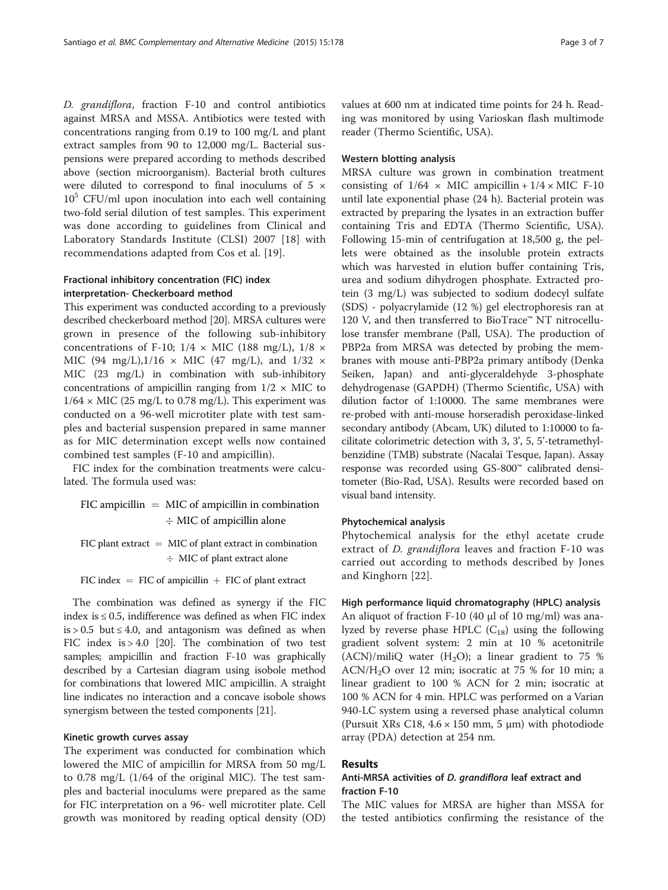*D. grandiflora*, fraction F-10 and control antibiotics against MRSA and MSSA. Antibiotics were tested with concentrations ranging from 0.19 to 100 mg/L and plant extract samples from 90 to 12,000 mg/L. Bacterial suspensions were prepared according to methods described above (section microorganism). Bacterial broth cultures were diluted to correspond to final inoculums of $5 \times 10^5$ CFU/ml upon inoculation into each well containing two-fold serial dilution of test samples. This experiment was done according to guidelines from Clinical and Laboratory Standards Institute (CLSI) 2007 [18] with recommendations adapted from Cos et al. [19].

### Fractional inhibitory concentration (FIC) index interpretation- Checkerboard method

This experiment was conducted according to a previously described checkerboard method [20]. MRSA cultures were grown in presence of the following sub-inhibitory concentrations of F-10; $1/4 \times$ MIC (188 mg/L), $1/8 \times$ MIC (94 mg/L),$1/16 \times$ MIC (47 mg/L), and $1/32 \times$ MIC (23 mg/L) in combination with sub-inhibitory concentrations of ampicillin ranging from $1/2 \times$ MIC to $1/64 \times$ MIC (25 mg/L to 0.78 mg/L). This experiment was conducted on a 96-well microtiter plate with test samples and bacterial suspension prepared in same manner as for MIC determination except wells now contained combined test samples (F-10 and ampicillin).

FIC index for the combination treatments were calculated. The formula used was:

$$\text{FIC ampicillin} = \text{MIC of ampicillin in combination} \div \text{MIC of ampicillin alone}$$

$$\text{FIC plant extract} = \text{MIC of plant extract in combination} \div \text{MIC of plant extract alone}$$

$$\text{FIC index} = \text{FIC of ampicillin} + \text{FIC of plant extract}$$

The combination was defined as synergy if the FIC index is ≤ 0.5, indifference was defined as when FIC index is > 0.5 but ≤ 4.0, and antagonism was defined as when FIC index is > 4.0 [20]. The combination of two test samples; ampicillin and fraction F-10 was graphically described by a Cartesian diagram using isobole method for combinations that lowered MIC ampicillin. A straight line indicates no interaction and a concave isobole shows synergism between the tested components [21].

### Kinetic growth curves assay

The experiment was conducted for combination which lowered the MIC of ampicillin for MRSA from 50 mg/L to 0.78 mg/L (1/64 of the original MIC). The test samples and bacterial inoculums were prepared as the same for FIC interpretation on a 96- well microtiter plate. Cell growth was monitored by reading optical density (OD) values at 600 nm at indicated time points for 24 h. Reading was monitored by using Varioskan flash multimode reader (Thermo Scientific, USA).

### Western blotting analysis

MRSA culture was grown in combination treatment consisting of $1/64 \times$ MIC ampicillin + $1/4 \times$ MIC F-10 until late exponential phase (24 h). Bacterial protein was extracted by preparing the lysates in an extraction buffer containing Tris and EDTA (Thermo Scientific, USA). Following 15-min of centrifugation at 18,500 g, the pellets were obtained as the insoluble protein extracts which was harvested in elution buffer containing Tris, urea and sodium dihydrogen phosphate. Extracted protein (3 mg/L) was subjected to sodium dodecyl sulfate (SDS) - polyacrylamide (12 %) gel electrophoresis ran at 120 V, and then transferred to BioTrace™ NT nitrocellulose transfer membrane (Pall, USA). The production of PBP2a from MRSA was detected by probing the membranes with mouse anti-PBP2a primary antibody (Denka Seiken, Japan) and anti-glyceraldehyde 3-phosphate dehydrogenase (GAPDH) (Thermo Scientific, USA) with dilution factor of 1:10000. The same membranes were re-probed with anti-mouse horseradish peroxidase-linked secondary antibody (Abcam, UK) diluted to 1:10000 to facilitate colorimetric detection with 3, 3', 5, 5'-tetramethylbenzidine (TMB) substrate (Nacalai Tesque, Japan). Assay response was recorded using GS-800™ calibrated densitometer (Bio-Rad, USA). Results were recorded based on visual band intensity.

### Phytochemical analysis

Phytochemical analysis for the ethyl acetate crude extract of *D. grandiflora* leaves and fraction F-10 was carried out according to methods described by Jones and Kinghorn [22].

### High performance liquid chromatography (HPLC) analysis

An aliquot of fraction F-10 (40 μl of 10 mg/ml) was analyzed by reverse phase HPLC ($C_{18}$) using the following gradient solvent system: 2 min at 10 % acetonitrile (ACN)/miliQ water ($H_2O$); a linear gradient to 75 % ACN/$H_2O$ over 12 min; isocratic at 75 % for 10 min; a linear gradient to 100 % ACN for 2 min; isocratic at 100 % ACN for 4 min. HPLC was performed on a Varian 940-LC system using a reversed phase analytical column (Pursuit XRs C18, 4.6 × 150 mm, 5 μm) with photodiode array (PDA) detection at 254 nm.

## Results

### Anti-MRSA activities of *D. grandiflora* leaf extract and fraction F-10

The MIC values for MRSA are higher than MSSA for the tested antibiotics confirming the resistance of the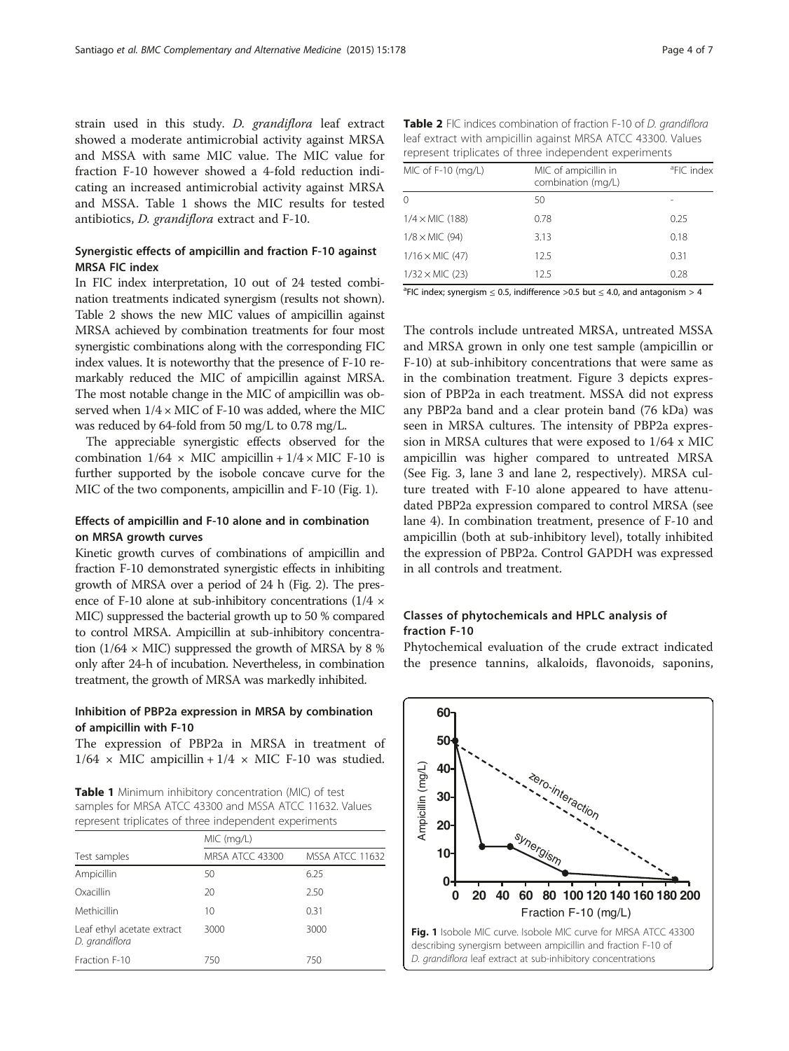strain used in this study. *D. grandiflora* leaf extract showed a moderate antimicrobial activity against MRSA and MSSA with same MIC value. The MIC value for fraction F-10 however showed a 4-fold reduction indicating an increased antimicrobial activity against MRSA and MSSA. Table 1 shows the MIC results for tested antibiotics, *D. grandiflora* extract and F-10.

### Synergistic effects of ampicillin and fraction F-10 against MRSA FIC index

In FIC index interpretation, 10 out of 24 tested combination treatments indicated synergism (results not shown). Table 2 shows the new MIC values of ampicillin against MRSA achieved by combination treatments for four most synergistic combinations along with the corresponding FIC index values. It is noteworthy that the presence of F-10 remarkably reduced the MIC of ampicillin against MRSA. The most notable change in the MIC of ampicillin was observed when 1/4 × MIC of F-10 was added, where the MIC was reduced by 64-fold from 50 mg/L to 0.78 mg/L.

The appreciable synergistic effects observed for the combination 1/64 × MIC ampicillin + 1/4 × MIC F-10 is further supported by the isobole concave curve for the MIC of the two components, ampicillin and F-10 (Fig. 1).

### Effects of ampicillin and F-10 alone and in combination on MRSA growth curves

Kinetic growth curves of combinations of ampicillin and fraction F-10 demonstrated synergistic effects in inhibiting growth of MRSA over a period of 24 h (Fig. 2). The presence of F-10 alone at sub-inhibitory concentrations (1/4 × MIC) suppressed the bacterial growth up to 50 % compared to control MRSA. Ampicillin at sub-inhibitory concentration (1/64 × MIC) suppressed the growth of MRSA by 8 % only after 24-h of incubation. Nevertheless, in combination treatment, the growth of MRSA was markedly inhibited.

### Inhibition of PBP2a expression in MRSA by combination of ampicillin with F-10

The expression of PBP2a in MRSA in treatment of 1/64 × MIC ampicillin + 1/4 × MIC F-10 was studied. The controls include untreated MRSA, untreated MSSA and MRSA grown in only one test sample (ampicillin or F-10) at sub-inhibitory concentrations that were same as in the combination treatment. Figure 3 depicts expression of PBP2a in each treatment. MSSA did not express any PBP2a band and a clear protein band (76 kDa) was seen in MRSA cultures. The intensity of PBP2a expression in MRSA cultures that were exposed to 1/64 x MIC ampicillin was higher compared to untreated MRSA (See Fig. 3, lane 3 and lane 2, respectively). MRSA culture treated with F-10 alone appeared to have attenudated PBP2a expression compared to control MRSA (see lane 4). In combination treatment, presence of F-10 and ampicillin (both at sub-inhibitory level), totally inhibited the expression of PBP2a. Control GAPDH was expressed in all controls and treatment.

**Table 1** Minimum inhibitory concentration (MIC) of test samples for MRSA ATCC 43300 and MSSA ATCC 11632. Values represent triplicates of three independent experiments

| | MIC (mg/L) | |
|---|---|---|
| Test samples | MRSA ATCC 43300 | MSSA ATCC 11632 |
| Ampicillin | 50 | 6.25 |
| Oxacillin | 20 | 2.50 |
| Methicillin | 10 | 0.31 |
| Leaf ethyl acetate extract *D. grandiflora* | 3000 | 3000 |
| Fraction F-10 | 750 | 750 |

**Table 2** FIC indices combination of fraction F-10 of *D. grandiflora* leaf extract with ampicillin against MRSA ATCC 43300. Values represent triplicates of three independent experiments

| MIC of F-10 (mg/L) | MIC of ampicillin in combination (mg/L) | [a]FIC index |
|---|---|---|
| 0 | 50 | - |
| 1/4 × MIC (188) | 0.78 | 0.25 |
| 1/8 × MIC (94) | 3.13 | 0.18 |
| 1/16 × MIC (47) | 12.5 | 0.31 |
| 1/32 × MIC (23) | 12.5 | 0.28 |

[a]FIC index; synergism ≤ 0.5, indifference >0.5 but ≤ 4.0, and antagonism > 4

### Classes of phytochemicals and HPLC analysis of fraction F-10

Phytochemical evaluation of the crude extract indicated the presence tannins, alkaloids, flavonoids, saponins,

**Fig. 1** Isobole MIC curve. Isobole MIC curve for MRSA ATCC 43300 describing synergism between ampicillin and fraction F-10 of *D. grandiflora* leaf extract at sub-inhibitory concentrations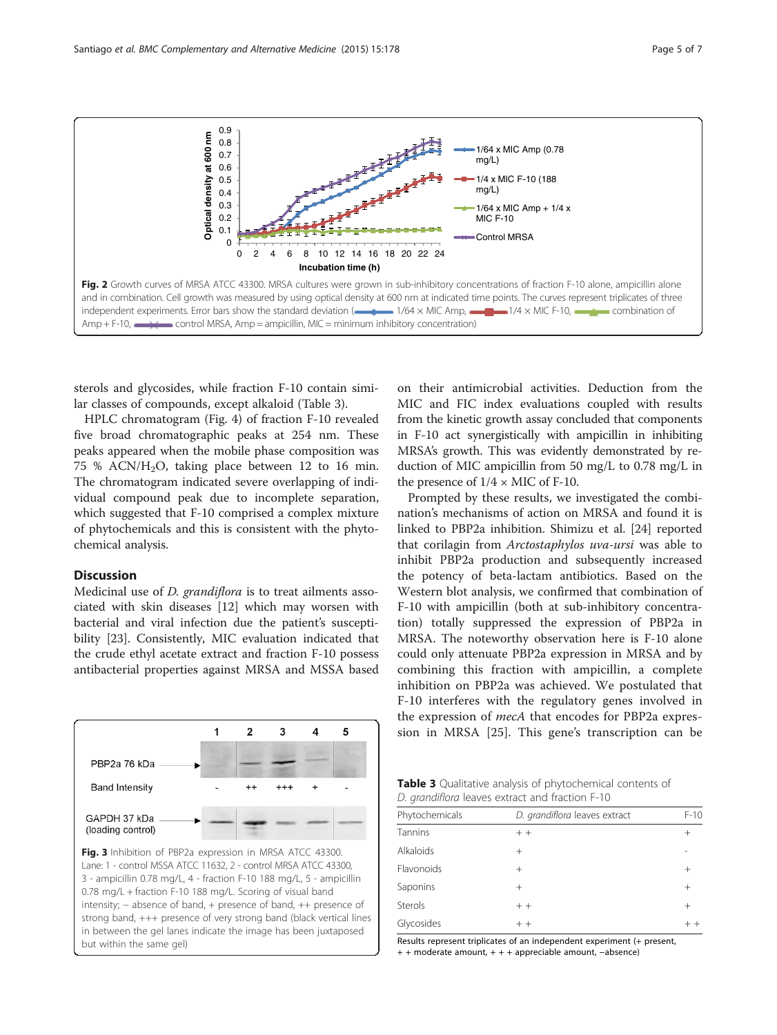Fig. 2 Growth curves of MRSA ATCC 43300. MRSA cultures were grown in sub-inhibitory concentrations of fraction F-10 alone, ampicillin alone and in combination. Cell growth was measured by using optical density at 600 nm at indicated time points. The curves represent triplicates of three independent experiments. Error bars show the standard deviation (1/64 × MIC Amp, 1/4 × MIC F-10, combination of Amp + F-10, control MRSA, Amp = ampicillin, MIC = minimum inhibitory concentration)

sterols and glycosides, while fraction F-10 contain similar classes of compounds, except alkaloid (Table 3).

HPLC chromatogram (Fig. 4) of fraction F-10 revealed five broad chromatographic peaks at 254 nm. These peaks appeared when the mobile phase composition was 75 % $ACN/H_2O$, taking place between 12 to 16 min. The chromatogram indicated severe overlapping of individual compound peak due to incomplete separation, which suggested that F-10 comprised a complex mixture of phytochemicals and this is consistent with the phytochemical analysis.

## Discussion

Medicinal use of *D. grandiflora* is to treat ailments associated with skin diseases [12] which may worsen with bacterial and viral infection due the patient's susceptibility [23]. Consistently, MIC evaluation indicated that the crude ethyl acetate extract and fraction F-10 possess antibacterial properties against MRSA and MSSA based on their antimicrobial activities. Deduction from the MIC and FIC index evaluations coupled with results from the kinetic growth assay concluded that components in F-10 act synergistically with ampicillin in inhibiting MRSA's growth. This was evidently demonstrated by reduction of MIC ampicillin from 50 mg/L to 0.78 mg/L in the presence of 1/4 × MIC of F-10.

Prompted by these results, we investigated the combination's mechanisms of action on MRSA and found it is linked to PBP2a inhibition. Shimizu et al. [24] reported that corilagin from *Arctostaphylos uva-ursi* was able to inhibit PBP2a production and subsequently increased the potency of beta-lactam antibiotics. Based on the Western blot analysis, we confirmed that combination of F-10 with ampicillin (both at sub-inhibitory concentration) totally suppressed the expression of PBP2a in MRSA. The noteworthy observation here is F-10 alone could only attenuate PBP2a expression in MRSA and by combining this fraction with ampicillin, a complete inhibition on PBP2a was achieved. We postulated that F-10 interferes with the regulatory genes involved in the expression of *mecA* that encodes for PBP2a expression in MRSA [25]. This gene's transcription can be

| Lane | 1 | 2 | 3 | 4 | 5 |
|---|---|---|---|---|---|
| Band Intensity | - | ++ | +++ | + | - |

Fig. 3 Inhibition of PBP2a expression in MRSA ATCC 43300. Lane: 1 - control MSSA ATCC 11632, 2 - control MRSA ATCC 43300, 3 - ampicillin 0.78 mg/L, 4 - fraction F-10 188 mg/L, 5 - ampicillin 0.78 mg/L + fraction F-10 188 mg/L. Scoring of visual band intensity; − absence of band, + presence of band, ++ presence of strong band, +++ presence of very strong band (black vertical lines in between the gel lanes indicate the image has been juxtaposed but within the same gel)

**Table 3** Qualitative analysis of phytochemical contents of *D. grandiflora* leaves extract and fraction F-10

| Phytochemicals | *D. grandiflora* leaves extract | F-10 |
|---|---|---|
| Tannins | + + | + |
| Alkaloids | + | - |
| Flavonoids | + | + |
| Saponins | + | + |
| Sterols | + + | + |
| Glycosides | + + | + + |

Results represent triplicates of an independent experiment (+ present, + + moderate amount, + + + appreciable amount, −absence)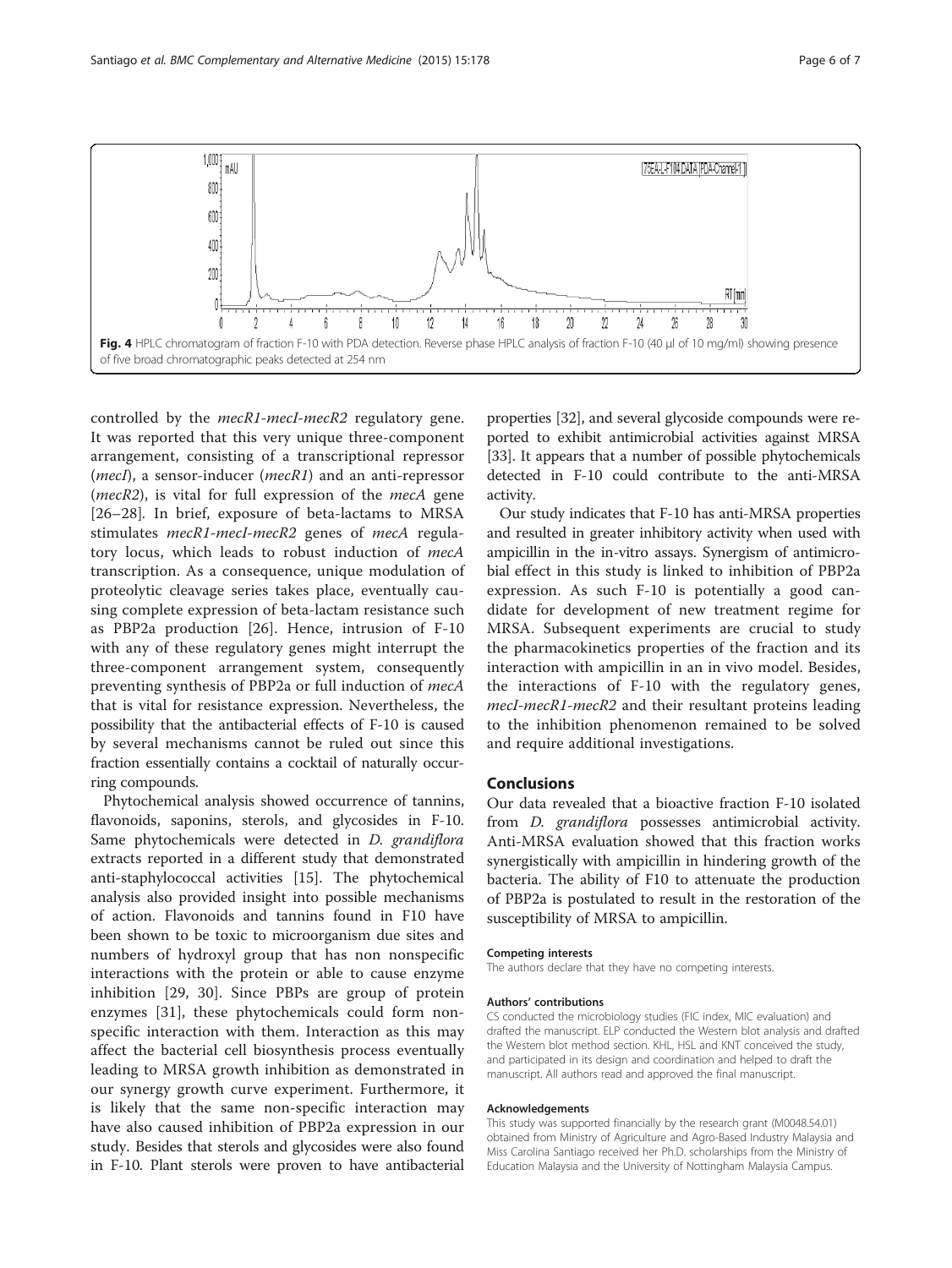**Fig. 4** HPLC chromatogram of fraction F-10 with PDA detection. Reverse phase HPLC analysis of fraction F-10 (40 μl of 10 mg/ml) showing presence of five broad chromatographic peaks detected at 254 nm

controlled by the *mecR1-mecI-mecR2* regulatory gene. It was reported that this very unique three-component arrangement, consisting of a transcriptional repressor (*mecI*), a sensor-inducer (*mecR1*) and an anti-repressor (*mecR2*), is vital for full expression of the *mecA* gene [26–28]. In brief, exposure of beta-lactams to MRSA stimulates *mecR1-mecI-mecR2* genes of *mecA* regulatory locus, which leads to robust induction of *mecA* transcription. As a consequence, unique modulation of proteolytic cleavage series takes place, eventually causing complete expression of beta-lactam resistance such as PBP2a production [26]. Hence, intrusion of F-10 with any of these regulatory genes might interrupt the three-component arrangement system, consequently preventing synthesis of PBP2a or full induction of *mecA* that is vital for resistance expression. Nevertheless, the possibility that the antibacterial effects of F-10 is caused by several mechanisms cannot be ruled out since this fraction essentially contains a cocktail of naturally occurring compounds.

Phytochemical analysis showed occurrence of tannins, flavonoids, saponins, sterols, and glycosides in F-10. Same phytochemicals were detected in *D. grandiflora* extracts reported in a different study that demonstrated anti-staphylococcal activities [15]. The phytochemical analysis also provided insight into possible mechanisms of action. Flavonoids and tannins found in F10 have been shown to be toxic to microorganism due sites and numbers of hydroxyl group that has non nonspecific interactions with the protein or able to cause enzyme inhibition [29, 30]. Since PBPs are group of protein enzymes [31], these phytochemicals could form non-specific interaction with them. Interaction as this may affect the bacterial cell biosynthesis process eventually leading to MRSA growth inhibition as demonstrated in our synergy growth curve experiment. Furthermore, it is likely that the same non-specific interaction may have also caused inhibition of PBP2a expression in our study. Besides that sterols and glycosides were also found in F-10. Plant sterols were proven to have antibacterial properties [32], and several glycoside compounds were reported to exhibit antimicrobial activities against MRSA [33]. It appears that a number of possible phytochemicals detected in F-10 could contribute to the anti-MRSA activity.

Our study indicates that F-10 has anti-MRSA properties and resulted in greater inhibitory activity when used with ampicillin in the in-vitro assays. Synergism of antimicrobial effect in this study is linked to inhibition of PBP2a expression. As such F-10 is potentially a good candidate for development of new treatment regime for MRSA. Subsequent experiments are crucial to study the pharmacokinetics properties of the fraction and its interaction with ampicillin in an in vivo model. Besides, the interactions of F-10 with the regulatory genes, *mecI-mecR1-mecR2* and their resultant proteins leading to the inhibition phenomenon remained to be solved and require additional investigations.

## Conclusions

Our data revealed that a bioactive fraction F-10 isolated from *D. grandiflora* possesses antimicrobial activity. Anti-MRSA evaluation showed that this fraction works synergistically with ampicillin in hindering growth of the bacteria. The ability of F10 to attenuate the production of PBP2a is postulated to result in the restoration of the susceptibility of MRSA to ampicillin.

#### Competing interests

The authors declare that they have no competing interests.

#### Authors' contributions

CS conducted the microbiology studies (FIC index, MIC evaluation) and drafted the manuscript. ELP conducted the Western blot analysis and drafted the Western blot method section. KHL, HSL and KNT conceived the study, and participated in its design and coordination and helped to draft the manuscript. All authors read and approved the final manuscript.

#### Acknowledgements

This study was supported financially by the research grant (M0048.54.01) obtained from Ministry of Agriculture and Agro-Based Industry Malaysia and Miss Carolina Santiago received her Ph.D. scholarships from the Ministry of Education Malaysia and the University of Nottingham Malaysia Campus.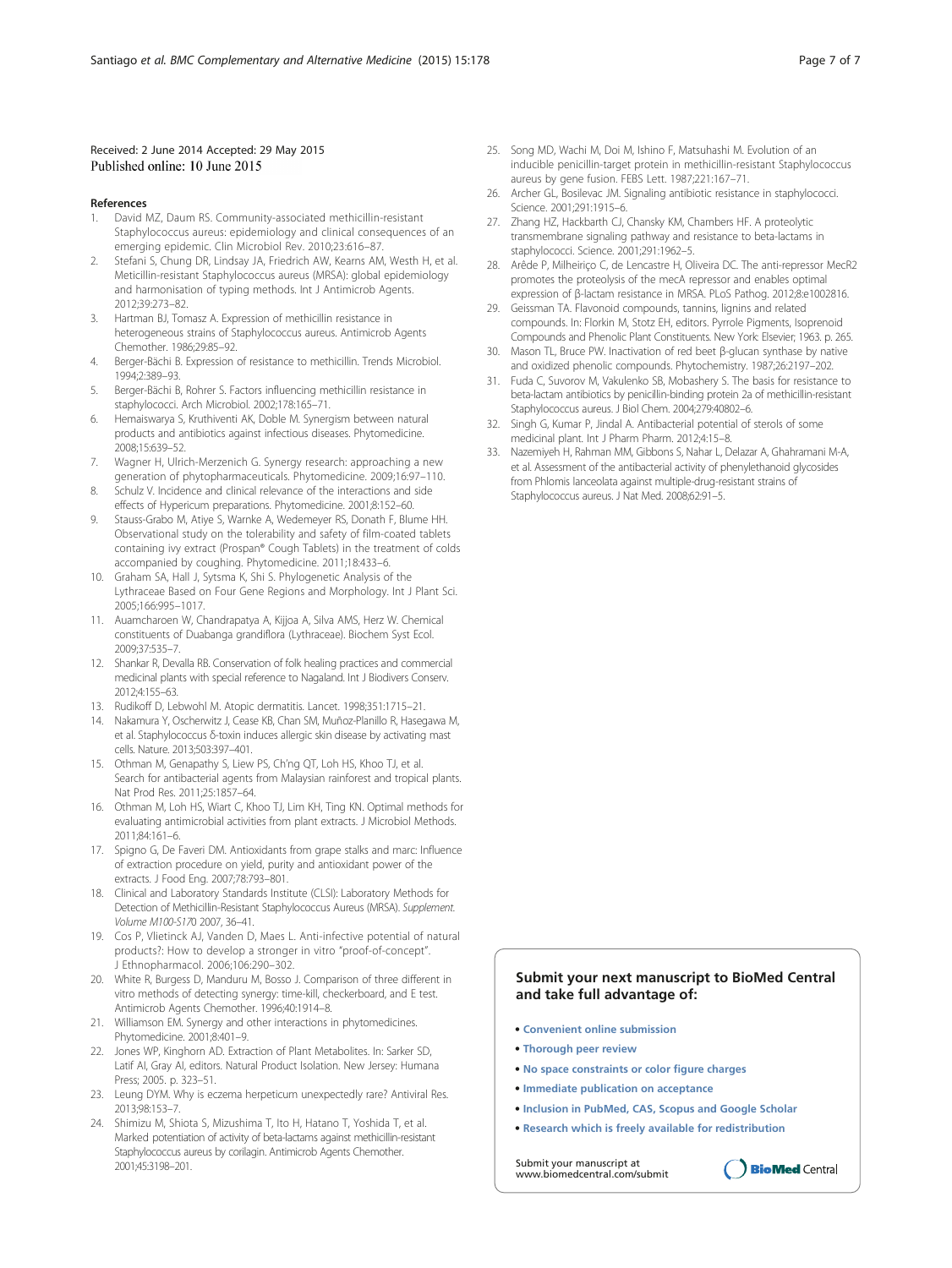Received: 2 June 2014 Accepted: 29 May 2015
Published online: 10 June 2015

## References

1. David MZ, Daum RS. Community-associated methicillin-resistant Staphylococcus aureus: epidemiology and clinical consequences of an emerging epidemic. Clin Microbiol Rev. 2010;23:616–87.
2. Stefani S, Chung DR, Lindsay JA, Friedrich AW, Kearns AM, Westh H, et al. Meticillin-resistant Staphylococcus aureus (MRSA): global epidemiology and harmonisation of typing methods. Int J Antimicrob Agents. 2012;39:273–82.
3. Hartman BJ, Tomasz A. Expression of methicillin resistance in heterogeneous strains of Staphylococcus aureus. Antimicrob Agents Chemother. 1986;29:85–92.
4. Berger-Bächi B. Expression of resistance to methicillin. Trends Microbiol. 1994;2:389–93.
5. Berger-Bächi B, Rohrer S. Factors influencing methicillin resistance in staphylococci. Arch Microbiol. 2002;178:165–71.
6. Hemaiswarya S, Kruthiventi AK, Doble M. Synergism between natural products and antibiotics against infectious diseases. Phytomedicine. 2008;15:639–52.
7. Wagner H, Ulrich-Merzenich G. Synergy research: approaching a new generation of phytopharmaceuticals. Phytomedicine. 2009;16:97–110.
8. Schulz V. Incidence and clinical relevance of the interactions and side effects of Hypericum preparations. Phytomedicine. 2001;8:152–60.
9. Stauss-Grabo M, Atiye S, Warnke A, Wedemeyer RS, Donath F, Blume HH. Observational study on the tolerability and safety of film-coated tablets containing ivy extract (Prospan® Cough Tablets) in the treatment of colds accompanied by coughing. Phytomedicine. 2011;18:433–6.
10. Graham SA, Hall J, Sytsma K, Shi S. Phylogenetic Analysis of the Lythraceae Based on Four Gene Regions and Morphology. Int J Plant Sci. 2005;166:995–1017.
11. Auamcharoen W, Chandrapatya A, Kijjoa A, Silva AMS, Herz W. Chemical constituents of Duabanga grandiflora (Lythraceae). Biochem Syst Ecol. 2009;37:535–7.
12. Shankar R, Devalla RB. Conservation of folk healing practices and commercial medicinal plants with special reference to Nagaland. Int J Biodivers Conserv. 2012;4:155–63.
13. Rudikoff D, Lebwohl M. Atopic dermatitis. Lancet. 1998;351:1715–21.
14. Nakamura Y, Oscherwitz J, Cease KB, Chan SM, Muñoz-Planillo R, Hasegawa M, et al. Staphylococcus δ-toxin induces allergic skin disease by activating mast cells. Nature. 2013;503:397–401.
15. Othman M, Genapathy S, Liew PS, Ch'ng QT, Loh HS, Khoo TJ, et al. Search for antibacterial agents from Malaysian rainforest and tropical plants. Nat Prod Res. 2011;25:1857–64.
16. Othman M, Loh HS, Wiart C, Khoo TJ, Lim KH, Ting KN. Optimal methods for evaluating antimicrobial activities from plant extracts. J Microbiol Methods. 2011;84:161–6.
17. Spigno G, De Faveri DM. Antioxidants from grape stalks and marc: Influence of extraction procedure on yield, purity and antioxidant power of the extracts. J Food Eng. 2007;78:793–801.
18. Clinical and Laboratory Standards Institute (CLSI): Laboratory Methods for Detection of Methicillin-Resistant Staphylococcus Aureus (MRSA). *Supplement. Volume M100-S170* 2007, 36–41.
19. Cos P, Vlietinck AJ, Vanden D, Maes L. Anti-infective potential of natural products?: How to develop a stronger in vitro "proof-of-concept". J Ethnopharmacol. 2006;106:290–302.
20. White R, Burgess D, Manduru M, Bosso J. Comparison of three different in vitro methods of detecting synergy: time-kill, checkerboard, and E test. Antimicrob Agents Chemother. 1996;40:1914–8.
21. Williamson EM. Synergy and other interactions in phytomedicines. Phytomedicine. 2001;8:401–9.
22. Jones WP, Kinghorn AD. Extraction of Plant Metabolites. In: Sarker SD, Latif AI, Gray AI, editors. Natural Product Isolation. New Jersey: Humana Press; 2005. p. 323–51.
23. Leung DYM. Why is eczema herpeticum unexpectedly rare? Antiviral Res. 2013;98:153–7.
24. Shimizu M, Shiota S, Mizushima T, Ito H, Hatano T, Yoshida T, et al. Marked potentiation of activity of beta-lactams against methicillin-resistant Staphylococcus aureus by corilagin. Antimicrob Agents Chemother. 2001;45:3198–201.
25. Song MD, Wachi M, Doi M, Ishino F, Matsuhashi M. Evolution of an inducible penicillin-target protein in methicillin-resistant Staphylococcus aureus by gene fusion. FEBS Lett. 1987;221:167–71.
26. Archer GL, Bosilevac JM. Signaling antibiotic resistance in staphylococci. Science. 2001;291:1915–6.
27. Zhang HZ, Hackbarth CJ, Chansky KM, Chambers HF. A proteolytic transmembrane signaling pathway and resistance to beta-lactams in staphylococci. Science. 2001;291:1962–5.
28. Arêde P, Milheiriço C, de Lencastre H, Oliveira DC. The anti-repressor MecR2 promotes the proteolysis of the mecA repressor and enables optimal expression of β-lactam resistance in MRSA. PLoS Pathog. 2012;8:e1002816.
29. Geissman TA. Flavonoid compounds, tannins, lignins and related compounds. In: Florkin M, Stotz EH, editors. Pyrrole Pigments, Isoprenoid Compounds and Phenolic Plant Constituents. New York: Elsevier; 1963. p. 265.
30. Mason TL, Bruce PW. Inactivation of red beet β-glucan synthase by native and oxidized phenolic compounds. Phytochemistry. 1987;26:2197–202.
31. Fuda C, Suvorov M, Vakulenko SB, Mobashery S. The basis for resistance to beta-lactam antibiotics by penicillin-binding protein 2a of methicillin-resistant Staphylococcus aureus. J Biol Chem. 2004;279:40802–6.
32. Singh G, Kumar P, Jindal A. Antibacterial potential of sterols of some medicinal plant. Int J Pharm Pharm. 2012;4:15–8.
33. Nazemiyeh H, Rahman MM, Gibbons S, Nahar L, Delazar A, Ghahramani M-A, et al. Assessment of the antibacterial activity of phenylethanoid glycosides from Phlomis lanceolata against multiple-drug-resistant strains of Staphylococcus aureus. J Nat Med. 2008;62:91–5.

**Submit your next manuscript to BioMed Central and take full advantage of:**

- Convenient online submission
- Thorough peer review
- No space constraints or color figure charges
- Immediate publication on acceptance
- Inclusion in PubMed, CAS, Scopus and Google Scholar
- Research which is freely available for redistribution

Submit your manuscript at
www.biomedcentral.com/submit

BioMed Central